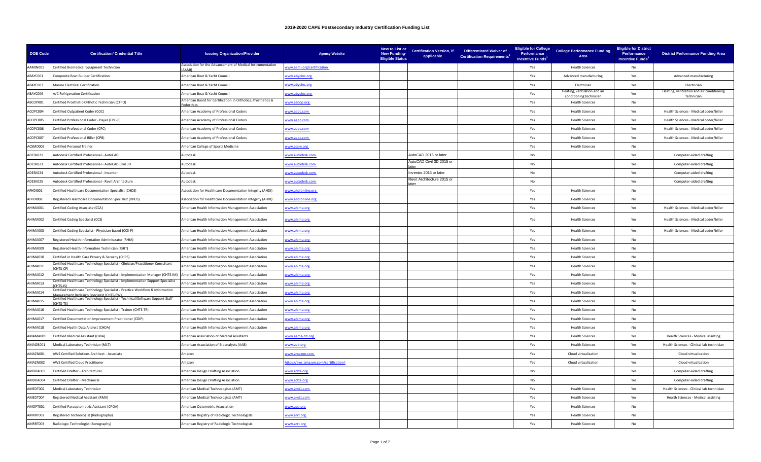# 2019-2020 CAPE Postsecondary Industry Certification Funding List

| DOE Code | Certification/ Credential Title | Issuing Organization/Provider | Agency Website | New to List or New Funding-Eligible Status | Certification Version, if applicable | Differentiated Waiver of Certification Requirements[1] | Eligible for College Performance Incentive Funds[2] | College Performance Funding Area | Eligible for District Performance Incentive Funds[3] | District Performance Funding Area |
|---|---|---|---|---|---|---|---|---|---|---|
| AAMIN001 | Certified Biomedical Equipment Technician | Association for the Advancement of Medical Instrumentation (AAMI) | www.aami.org/certification | | | | Yes | Health Sciences | No | |
| ABAYC001 | Composite Boat Builder Certification | American Boat & Yacht Council | www.abycinc.org | | | | Yes | Advanced manufacturing | Yes | Advanced manufacturing |
| ABAYC003 | Marine Electrical Certification | American Boat & Yacht Council | www.abycinc.org | | | | Yes | Electrician | Yes | Electrician |
| ABAYC006 | A/C Refrigeration Certification | American Boat & Yacht Council | www.abycinc.org | | | | Yes | Heating, ventilation and air conditioning technician | Yes | Heating, ventilation and air conditioning technician |
| ABCOP001 | Certified Prosthetic-Orthotic Technician (CTPO) | American Board for Certification in Orthotics, Prosthetics & Pedorthics | www.abcop.org | | | | Yes | Health Sciences | No | |
| ACOPC004 | Certified Outpatient Coder (COC) | American Academy of Professional Coders | www.aapc.com | | | | Yes | Health Sciences | Yes | Health Sciences - Medical coder/biller |
| ACOPC005 | Certified Professional Coder - Payer (CPC-P) | American Academy of Professional Coders | www.aapc.com | | | | Yes | Health Sciences | Yes | Health Sciences - Medical coder/biller |
| ACOPC006 | Certified Professional Coder (CPC) | American Academy of Professional Coders | www.aapc.com | | | | Yes | Health Sciences | Yes | Health Sciences - Medical coder/biller |
| ACOPC007 | Certified Professional Biller (CPB) | American Academy of Professional Coders | www.aapc.com | | | | Yes | Health Sciences | Yes | Health Sciences - Medical coder/biller |
| ACSMD002 | Certified Personal Trainer | American College of Sports Medicine | www.acsm.org | | | | Yes | Health Sciences | No | |
| ADESK021 | Autodesk Certified Professional - AutoCAD | Autodesk | www.autodesk.com | | AutoCAD 2015 or later | | No | | Yes | Computer-aided drafting |
| ADESK023 | Autodesk Certified Professional - AutoCAD Civil 3D | Autodesk | www.autodesk.com | | AutoCAD Civil 3D 2015 or later | | No | | Yes | Computer-aided drafting |
| ADESK024 | Autodesk Certified Professional - Inventor | Autodesk | www.autodesk.com | | Inventor 2015 or later | | No | | Yes | Computer-aided drafting |
| ADESK025 | Autodesk Certified Professional - Revit Architecture | Autodesk | www.autodesk.com | | Revit Architecture 2015 or later | | No | | Yes | Computer-aided drafting |
| AFHDI001 | Certified Healthcare Documentation Specialist (CHDS) | Association for Healthcare Documentation Integrity (AHDI) | www.ahdionline.org | | | | Yes | Health Sciences | No | |
| AFHDI002 | Registered Healthcare Documentation Specialist (RHDS) | Association for Healthcare Documentation Integrity (AHDI) | www.ahdionline.org | | | | Yes | Health Sciences | No | |
| AHIMA001 | Certified Coding Associate (CCA) | American Health Information Management Association | www.ahima.org | | | | Yes | Health Sciences | Yes | Health Sciences - Medical coder/biller |
| AHIMA002 | Certified Coding Specialist (CCS) | American Health Information Management Association | www.ahima.org | | | | Yes | Health Sciences | Yes | Health Sciences - Medical coder/biller |
| AHIMA003 | Certified Coding Specialist - Physician-based (CCS-P) | American Health Information Management Association | www.ahima.org | | | | Yes | Health Sciences | Yes | Health Sciences - Medical coder/biller |
| AHIMA007 | Registered Health Information Administrator (RHIA) | American Health Information Management Association | www.ahima.org | | | | Yes | Health Sciences | No | |
| AHIMA009 | Registered Health Information Technician (RHIT) | American Health Information Management Association | www.ahima.org | | | | Yes | Health Sciences | No | |
| AHIMA010 | Certified in Health Care Privacy & Security (CHPS) | American Health Information Management Association | www.ahima.org | | | | Yes | Health Sciences | No | |
| AHIMA011 | Certified Healthcare Technology Specialist - Clinician/Practitioner Consultant (CHTS-CP) | American Health Information Management Association | www.ahima.org | | | | Yes | Health Sciences | No | |
| AHIMA012 | Certified Healthcare Technology Specialist - Implementation Manager (CHTS-IM) | American Health Information Management Association | www.ahima.org | | | | Yes | Health Sciences | No | |
| AHIMA013 | Certified Healthcare Technology Specialist - Implementation Support Specialist (CHTS-IS) | American Health Information Management Association | www.ahima.org | | | | Yes | Health Sciences | No | |
| AHIMA014 | Certified Healthcare Technology Specialist - Practice Workflow & Information Management Redesign Specialist (CHTS-PW) | American Health Information Management Association | www.ahima.org | | | | Yes | Health Sciences | No | |
| AHIMA015 | Certified Healthcare Technology Specialist - Technical/Software Support Staff (CHTS-TS) | American Health Information Management Association | www.ahima.org | | | | Yes | Health Sciences | No | |
| AHIMA016 | Certified Healthcare Technology Specialist - Trainer (CHTS-TR) | American Health Information Management Association | www.ahima.org | | | | Yes | Health Sciences | No | |
| AHIMA017 | Certified Documentation Improvement Practitioner (CDIP) | American Health Information Management Association | www.ahima.org | | | | Yes | Health Sciences | No | |
| AHIMA018 | Certified Health Data Analyst (CHDA) | American Health Information Management Association | www.ahima.org | | | | Yes | Health Sciences | No | |
| AMAMA001 | Certified Medical Assistant (CMA) | American Association of Medical Assistants | www.aama-ntl.org | | | | Yes | Health Sciences | Yes | Health Sciences - Medical assisting |
| AMAOB001 | Medical Laboratory Technician (MLT) | American Association of Bioanalysts (AAB) | www.aab.org | | | | Yes | Health Sciences | Yes | Health Sciences - Clinical lab technician |
| AMAZN001 | AWS Certified Solutions Architect - Associate | Amazon | www.amazon.com | | | | Yes | Cloud virtualization | Yes | Cloud virtualization |
| AMAZN002 | AWS Certified Cloud Practitioner | Amazon | https://aws.amazon.com/certification/ | | | | Yes | Cloud virtualization | Yes | Cloud virtualization |
| AMDDA003 | Certified Drafter - Architectural | American Design Drafting Association | www.adda.org | | | | No | | Yes | Computer-aided drafting |
| AMDDA004 | Certified Drafter - Mechanical | American Design Drafting Association | www.adda.org | | | | No | | Yes | Computer-aided drafting |
| AMEDT002 | Medical Laboratory Technician | American Medical Technologists (AMT) | www.amt1.com | | | | Yes | Health Sciences | Yes | Health Sciences - Clinical lab technician |
| AMEDT004 | Registered Medical Assistant (RMA) | American Medical Technologists (AMT) | www.amt1.com | | | | Yes | Health Sciences | Yes | Health Sciences - Medical assisting |
| AMOPT001 | Certified Paraoptometric Assistant (CPOA) | American Optometric Association | www.aoa.org | | | | Yes | Health Sciences | No | |
| AMRRT002 | Registered Technologist (Radiography) | American Registry of Radiologic Technologists | www.arrt.org | | | | Yes | Health Sciences | No | |
| AMRRT003 | Radiologic Technologist (Sonography) | American Registry of Radiologic Technologists | www.arrt.org | | | | Yes | Health Sciences | No | |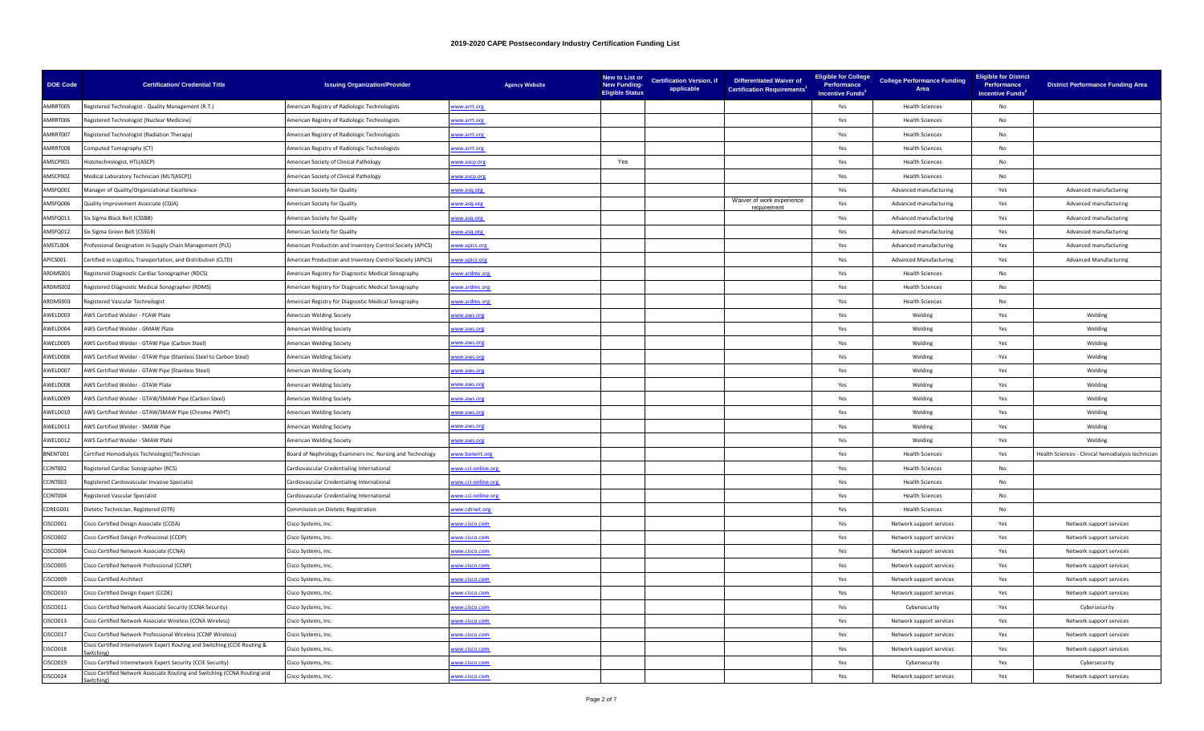# 2019-2020 CAPE Postsecondary Industry Certification Funding List

| DOE Code | Certification/ Credential Title | Issuing Organization/Provider | Agency Website | New to List or New Funding-Eligible Status | Certification Version, if applicable | Differentiated Waiver of Certification Requirements[1] | Eligible for College Performance Incentive Funds[2] | College Performance Funding Area | Eligible for District Performance Incentive Funds[3] | District Performance Funding Area |
|---|---|---|---|---|---|---|---|---|---|---|
| AMRRT005 | Registered Technologist - Quality Management (R.T.) | American Registry of Radiologic Technologists | www.arrt.org | | | | Yes | Health Sciences | No | |
| AMRRT006 | Registered Technologist (Nuclear Medicine) | American Registry of Radiologic Technologists | www.arrt.org | | | | Yes | Health Sciences | No | |
| AMRRT007 | Registered Technologist (Radiation Therapy) | American Registry of Radiologic Technologists | www.arrt.org | | | | Yes | Health Sciences | No | |
| AMRRT008 | Computed Tomography (CT) | American Registry of Radiologic Technologists | www.arrt.org | | | | Yes | Health Sciences | No | |
| AMSCP001 | Histotechnologist, HTL(ASCP) | American Society of Clinical Pathology | www.ascp.org | Yes | | | Yes | Health Sciences | No | |
| AMSCP002 | Medical Laboratory Technician (MLT(ASCP)) | American Society of Clinical Pathology | www.ascp.org | | | | Yes | Health Sciences | No | |
| AMSFQ001 | Manager of Quality/Organizational Excellence | American Society for Quality | www.asq.org | | | | Yes | Advanced manufacturing | Yes | Advanced manufacturing |
| AMSFQ006 | Quality Improvement Associate (CQIA) | American Society for Quality | www.asq.org | | | Waiver of work experience requirement | Yes | Advanced manufacturing | Yes | Advanced manufacturing |
| AMSFQ011 | Six Sigma Black Belt (CSSBB) | American Society for Quality | www.asq.org | | | | Yes | Advanced manufacturing | Yes | Advanced manufacturing |
| AMSFQ012 | Six Sigma Green Belt (CSSGB) | American Society for Quality | www.asq.org | | | | Yes | Advanced manufacturing | Yes | Advanced manufacturing |
| AMSTL004 | Professional Designation in Supply Chain Management (PLS) | American Production and Inventory Control Society (APICS) | www.apics.org | | | | Yes | Advanced manufacturing | Yes | Advanced manufacturing |
| APICS001 | Certified in Logistics, Transportation, and Distribution (CLTD) | American Production and Inventory Control Society (APICS) | www.apics.org | | | | Yes | Advanced Manufacturing | Yes | Advanced Manufacturing |
| ARDMS001 | Registered Diagnostic Cardiac Sonographer (RDCS) | American Registry for Diagnostic Medical Sonography | www.ardms.org | | | | Yes | Health Sciences | No | |
| ARDMS002 | Registered Diagnostic Medical Sonographer (RDMS) | American Registry for Diagnostic Medical Sonography | www.ardms.org | | | | Yes | Health Sciences | No | |
| ARDMS003 | Registered Vascular Technologist | American Registry for Diagnostic Medical Sonography | www.ardms.org | | | | Yes | Health Sciences | No | |
| AWELD003 | AWS Certified Welder - FCAW Plate | American Welding Society | www.aws.org | | | | Yes | Welding | Yes | Welding |
| AWELD004 | AWS Certified Welder - GMAW Plate | American Welding Society | www.aws.org | | | | Yes | Welding | Yes | Welding |
| AWELD005 | AWS Certified Welder - GTAW Pipe (Carbon Steel) | American Welding Society | www.aws.org | | | | Yes | Welding | Yes | Welding |
| AWELD006 | AWS Certified Welder - GTAW Pipe (Stainless Steel to Carbon Steel) | American Welding Society | www.aws.org | | | | Yes | Welding | Yes | Welding |
| AWELD007 | AWS Certified Welder - GTAW Pipe (Stainless Steel) | American Welding Society | www.aws.org | | | | Yes | Welding | Yes | Welding |
| AWELD008 | AWS Certified Welder - GTAW Plate | American Welding Society | www.aws.org | | | | Yes | Welding | Yes | Welding |
| AWELD009 | AWS Certified Welder - GTAW/SMAW Pipe (Carbon Steel) | American Welding Society | www.aws.org | | | | Yes | Welding | Yes | Welding |
| AWELD010 | AWS Certified Welder - GTAW/SMAW Pipe (Chrome PWHT) | American Welding Society | www.aws.org | | | | Yes | Welding | Yes | Welding |
| AWELD011 | AWS Certified Welder - SMAW Pipe | American Welding Society | www.aws.org | | | | Yes | Welding | Yes | Welding |
| AWELD012 | AWS Certified Welder - SMAW Plate | American Welding Society | www.aws.org | | | | Yes | Welding | Yes | Welding |
| BNENT001 | Certified Hemodialysis Technologist/Technician | Board of Nephrology Examiners Inc. Nursing and Technology | www.bonent.org | | | | Yes | Health Sciences | Yes | Health Sciences - Clinical hemodialysis technician |
| CCINT002 | Registered Cardiac Sonographer (RCS) | Cardiovascular Credentialing International | www.cci-online.org | | | | Yes | Health Sciences | No | |
| CCINT003 | Registered Cardiovascular Invasive Specialist | Cardiovascular Credentialing International | www.cci-online.org | | | | Yes | Health Sciences | No | |
| CCINT004 | Registered Vascular Specialist | Cardiovascular Credentialing International | www.cci-online.org | | | | Yes | Health Sciences | No | |
| CDREG001 | Dietetic Technician, Registered (DTR) | Commission on Dietetic Registration | www.cdrnet.org | | | | Yes | Health Sciences | No | |
| CISCO001 | Cisco Certified Design Associate (CCDA) | Cisco Systems, Inc. | www.cisco.com | | | | Yes | Network support services | Yes | Network support services |
| CISCO002 | Cisco Certified Design Professional (CCDP) | Cisco Systems, Inc. | www.cisco.com | | | | Yes | Network support services | Yes | Network support services |
| CISCO004 | Cisco Certified Network Associate (CCNA) | Cisco Systems, Inc. | www.cisco.com | | | | Yes | Network support services | Yes | Network support services |
| CISCO005 | Cisco Certified Network Professional (CCNP) | Cisco Systems, Inc. | www.cisco.com | | | | Yes | Network support services | Yes | Network support services |
| CISCO009 | Cisco Certified Architect | Cisco Systems, Inc. | www.cisco.com | | | | Yes | Network support services | Yes | Network support services |
| CISCO010 | Cisco Certified Design Expert (CCDE) | Cisco Systems, Inc. | www.cisco.com | | | | Yes | Network support services | Yes | Network support services |
| CISCO011 | Cisco Certified Network Associate Security (CCNA Security) | Cisco Systems, Inc. | www.cisco.com | | | | Yes | Cybersecurity | Yes | Cybersecurity |
| CISCO013 | Cisco Certified Network Associate Wireless (CCNA Wireless) | Cisco Systems, Inc. | www.cisco.com | | | | Yes | Network support services | Yes | Network support services |
| CISCO017 | Cisco Certified Network Professional Wireless (CCNP Wireless) | Cisco Systems, Inc. | www.cisco.com | | | | Yes | Network support services | Yes | Network support services |
| CISCO018 | Cisco Certified Internetwork Expert Routing and Switching (CCIE Routing & Switching) | Cisco Systems, Inc. | www.cisco.com | | | | Yes | Network support services | Yes | Network support services |
| CISCO019 | Cisco Certified Internetwork Expert Security (CCIE Security) | Cisco Systems, Inc. | www.cisco.com | | | | Yes | Cybersecurity | Yes | Cybersecurity |
| CISCO024 | Cisco Certified Network Associate Routing and Switching (CCNA Routing and Switching) | Cisco Systems, Inc. | www.cisco.com | | | | Yes | Network support services | Yes | Network support services |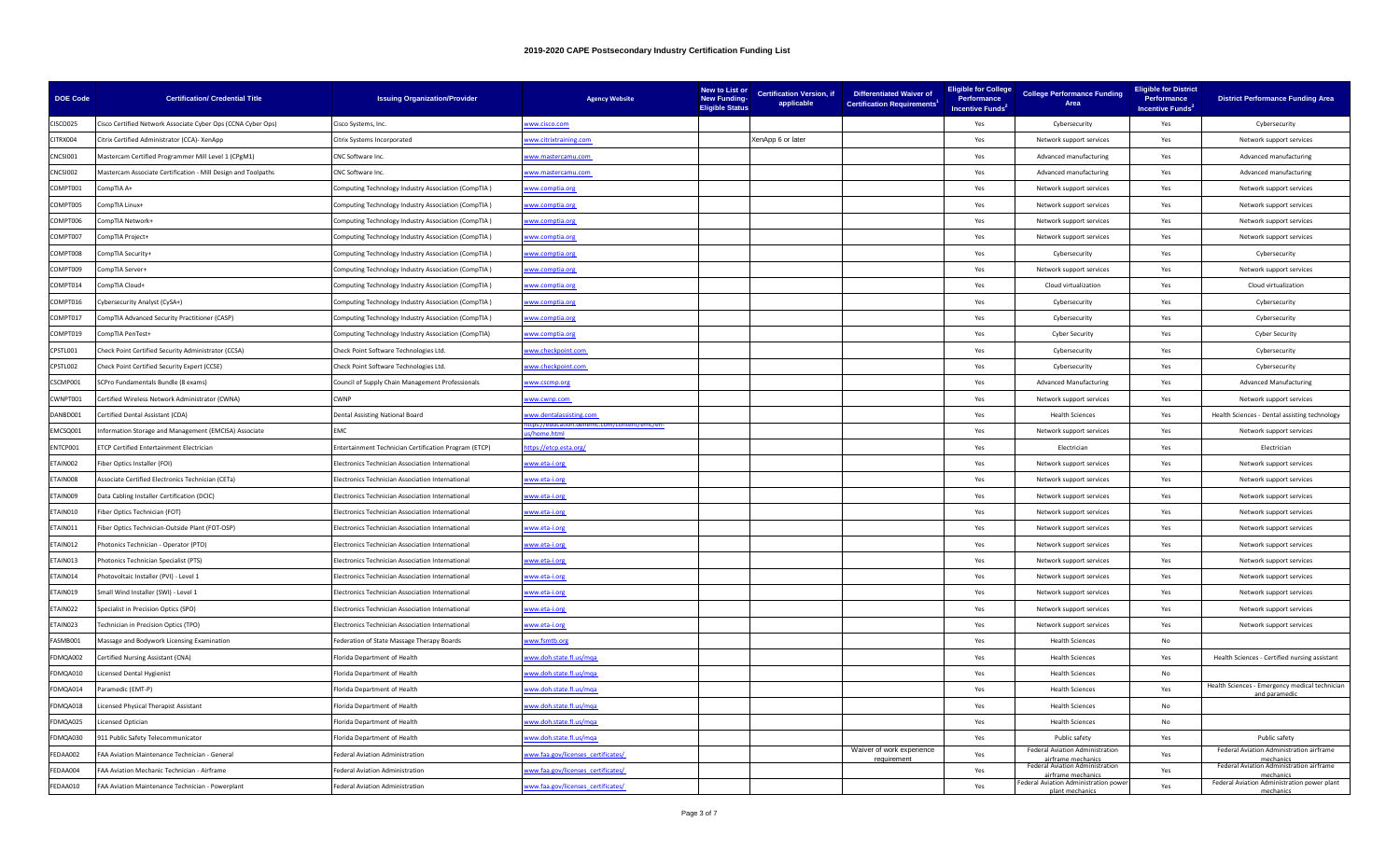# 2019-2020 CAPE Postsecondary Industry Certification Funding List

| DOE Code | Certification/ Credential Title | Issuing Organization/Provider | Agency Website | New to List or New Funding-Eligible Status | Certification Version, if applicable | Differentiated Waiver of Certification Requirements[1] | Eligible for College Performance Incentive Funds[2] | College Performance Funding Area | Eligible for District Performance Incentive Funds[3] | District Performance Funding Area |
|---|---|---|---|---|---|---|---|---|---|---|
| CISCO025 | Cisco Certified Network Associate Cyber Ops (CCNA Cyber Ops) | Cisco Systems, Inc. | www.cisco.com | | | | Yes | Cybersecurity | Yes | Cybersecurity |
| CITRX004 | Citrix Certified Administrator (CCA)- XenApp | Citrix Systems Incorporated | www.citrixtraining.com | | XenApp 6 or later | | Yes | Network support services | Yes | Network support services |
| CNCSI001 | Mastercam Certified Programmer Mill Level 1 (CPgM1) | CNC Software Inc. | www.mastercamu.com | | | | Yes | Advanced manufacturing | Yes | Advanced manufacturing |
| CNCSI002 | Mastercam Associate Certification - Mill Design and Toolpaths | CNC Software Inc. | www.mastercamu.com | | | | Yes | Advanced manufacturing | Yes | Advanced manufacturing |
| COMPT001 | CompTIA A+ | Computing Technology Industry Association (CompTIA ) | www.comptia.org | | | | Yes | Network support services | Yes | Network support services |
| COMPT005 | CompTIA Linux+ | Computing Technology Industry Association (CompTIA ) | www.comptia.org | | | | Yes | Network support services | Yes | Network support services |
| COMPT006 | CompTIA Network+ | Computing Technology Industry Association (CompTIA ) | www.comptia.org | | | | Yes | Network support services | Yes | Network support services |
| COMPT007 | CompTIA Project+ | Computing Technology Industry Association (CompTIA ) | www.comptia.org | | | | Yes | Network support services | Yes | Network support services |
| COMPT008 | CompTIA Security+ | Computing Technology Industry Association (CompTIA ) | www.comptia.org | | | | Yes | Cybersecurity | Yes | Cybersecurity |
| COMPT009 | CompTIA Server+ | Computing Technology Industry Association (CompTIA ) | www.comptia.org | | | | Yes | Network support services | Yes | Network support services |
| COMPT014 | CompTIA Cloud+ | Computing Technology Industry Association (CompTIA ) | www.comptia.org | | | | Yes | Cloud virtualization | Yes | Cloud virtualization |
| COMPT016 | Cybersecurity Analyst (CySA+) | Computing Technology Industry Association (CompTIA ) | www.comptia.org | | | | Yes | Cybersecurity | Yes | Cybersecurity |
| COMPT017 | CompTIA Advanced Security Practitioner (CASP) | Computing Technology Industry Association (CompTIA ) | www.comptia.org | | | | Yes | Cybersecurity | Yes | Cybersecurity |
| COMPT019 | CompTIA PenTest+ | Computing Technology Industry Association (CompTIA) | www.comptia.org | | | | Yes | Cyber Security | Yes | Cyber Security |
| CPSTL001 | Check Point Certified Security Administrator (CCSA) | Check Point Software Technologies Ltd. | www.checkpoint.com | | | | Yes | Cybersecurity | Yes | Cybersecurity |
| CPSTL002 | Check Point Certified Security Expert (CCSE) | Check Point Software Technologies Ltd. | www.checkpoint.com | | | | Yes | Cybersecurity | Yes | Cybersecurity |
| CSCMP001 | SCPro Fundamentals Bundle (8 exams) | Council of Supply Chain Management Professionals | www.cscmp.org | | | | Yes | Advanced Manufacturing | Yes | Advanced Manufacturing |
| CWNPT001 | Certified Wireless Network Administrator (CWNA) | CWNP | www.cwnp.com | | | | Yes | Network support services | Yes | Network support services |
| DANBD001 | Certified Dental Assistant (CDA) | Dental Assisting National Board | www.dentalassisting.com | | | | Yes | Health Sciences | Yes | Health Sciences - Dental assisting technology |
| EMCSQ001 | Information Storage and Management (EMCISA) Associate | EMC | https://education.dellemc.com/content/emc/en-us/home.html | | | | Yes | Network support services | Yes | Network support services |
| ENTCP001 | ETCP Certified Entertainment Electrician | Entertainment Technician Certification Program (ETCP) | https://etcp.esta.org/ | | | | Yes | Electrician | Yes | Electrician |
| ETAIN002 | Fiber Optics Installer (FOI) | Electronics Technician Association International | www.eta-i.org | | | | Yes | Network support services | Yes | Network support services |
| ETAIN008 | Associate Certified Electronics Technician (CETa) | Electronics Technician Association International | www.eta-i.org | | | | Yes | Network support services | Yes | Network support services |
| ETAIN009 | Data Cabling Installer Certification (DCIC) | Electronics Technician Association International | www.eta-i.org | | | | Yes | Network support services | Yes | Network support services |
| ETAIN010 | Fiber Optics Technician (FOT) | Electronics Technician Association International | www.eta-i.org | | | | Yes | Network support services | Yes | Network support services |
| ETAIN011 | Fiber Optics Technician-Outside Plant (FOT-OSP) | Electronics Technician Association International | www.eta-i.org | | | | Yes | Network support services | Yes | Network support services |
| ETAIN012 | Photonics Technician - Operator (PTO) | Electronics Technician Association International | www.eta-i.org | | | | Yes | Network support services | Yes | Network support services |
| ETAIN013 | Photonics Technician Specialist (PTS) | Electronics Technician Association International | www.eta-i.org | | | | Yes | Network support services | Yes | Network support services |
| ETAIN014 | Photovoltaic Installer (PVI) - Level 1 | Electronics Technician Association International | www.eta-i.org | | | | Yes | Network support services | Yes | Network support services |
| ETAIN019 | Small Wind Installer (SWI) - Level 1 | Electronics Technician Association International | www.eta-i.org | | | | Yes | Network support services | Yes | Network support services |
| ETAIN022 | Specialist in Precision Optics (SPO) | Electronics Technician Association International | www.eta-i.org | | | | Yes | Network support services | Yes | Network support services |
| ETAIN023 | Technician in Precision Optics (TPO) | Electronics Technician Association International | www.eta-i.org | | | | Yes | Network support services | Yes | Network support services |
| FASMB001 | Massage and Bodywork Licensing Examination | Federation of State Massage Therapy Boards | www.fsmtb.org | | | | Yes | Health Sciences | No | |
| FDMQA002 | Certified Nursing Assistant (CNA) | Florida Department of Health | www.doh.state.fl.us/mqa | | | | Yes | Health Sciences | Yes | Health Sciences - Certified nursing assistant |
| FDMQA010 | Licensed Dental Hygienist | Florida Department of Health | www.doh.state.fl.us/mqa | | | | Yes | Health Sciences | No | |
| FDMQA014 | Paramedic (EMT-P) | Florida Department of Health | www.doh.state.fl.us/mqa | | | | Yes | Health Sciences | Yes | Health Sciences - Emergency medical technician and paramedic |
| FDMQA018 | Licensed Physical Therapist Assistant | Florida Department of Health | www.doh.state.fl.us/mqa | | | | Yes | Health Sciences | No | |
| FDMQA025 | Licensed Optician | Florida Department of Health | www.doh.state.fl.us/mqa | | | | Yes | Health Sciences | No | |
| FDMQA030 | 911 Public Safety Telecommunicator | Florida Department of Health | www.doh.state.fl.us/mqa | | | | Yes | Public safety | Yes | Public safety |
| FEDAA002 | FAA Aviation Maintenance Technician - General | Federal Aviation Administration | www.faa.gov/licenses_certificates/ | | | Waiver of work experience requirement | Yes | Federal Aviation Administration airframe mechanics | Yes | Federal Aviation Administration airframe mechanics |
| FEDAA004 | FAA Aviation Mechanic Technician - Airframe | Federal Aviation Administration | www.faa.gov/licenses_certificates/ | | | | Yes | Federal Aviation Administration airframe mechanics | Yes | Federal Aviation Administration airframe mechanics |
| FEDAA010 | FAA Aviation Maintenance Technician - Powerplant | Federal Aviation Administration | www.faa.gov/licenses_certificates/ | | | | Yes | Federal Aviation Administration power plant mechanics | Yes | Federal Aviation Administration power plant mechanics |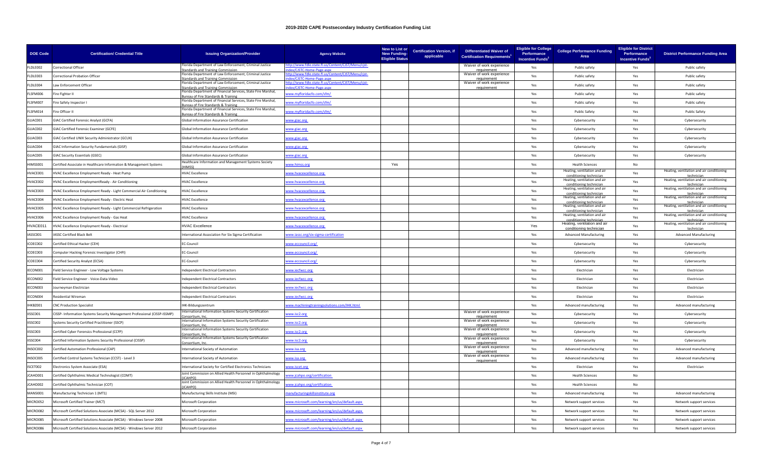# 2019-2020 CAPE Postsecondary Industry Certification Funding List

| DOE Code | Certification/ Credential Title | Issuing Organization/Provider | Agency Website | New to List or New Funding-Eligible Status | Certification Version, if applicable | Differentiated Waiver of Certification Requirements[1] | Eligible for College Performance Incentive Funds[2] | College Performance Funding Area | Eligible for District Performance Incentive Funds[3] | District Performance Funding Area |
|---|---|---|---|---|---|---|---|---|---|---|
| FLDLE002 | Correctional Officer | Florida Department of Law Enforcement, Criminal Justice Standards and Training Commission | http://www.fdle.state.fl.us/Content/CJST/Menu/cjst-index/CJSTC-Home-Page.aspx | | | Waiver of work experience requirement | Yes | Public safety | Yes | Public safety |
| FLDLE003 | Correctional Probation Officer | Florida Department of Law Enforcement, Criminal Justice Standards and Training Commission | http://www.fdle.state.fl.us/Content/CJST/Menu/cjst-index/CJSTC-Home-Page.aspx | | | Waiver of work experience requirement | Yes | Public safety | Yes | Public safety |
| FLDLE004 | Law Enforcement Officer | Florida Department of Law Enforcement, Criminal Justice Standards and Training Commission | http://www.fdle.state.fl.us/Content/CJST/Menu/cjst-index/CJSTC-Home-Page.aspx | | | Waiver of work experience requirement | Yes | Public safety | Yes | Public safety |
| FLSFM006 | Fire Fighter II | Florida Department of Financial Services, State Fire Marshal, Bureau of Fire Standards & Training | www.myfloridacfo.com/sfm/ | | | | Yes | Public safety | Yes | Public safety |
| FLSFM007 | Fire Safety Inspector I | Florida Department of Financial Services, State Fire Marshal, Bureau of Fire Standards & Training | www.myfloridacfo.com/sfm/ | | | | Yes | Public safety | Yes | Public safety |
| FLSFM014 | Fire Officer II | Florida Department of Financial Services, State Fire Marshal, Bureau of Fire Standards & Training | www.myfloridacfo.com/sfm/ | | | | Yes | Public Safety | Yes | Public Safety |
| GLIAC001 | GIAC Certified Forensic Analyst (GCFA) | Global Information Assurance Certification | www.giac.org | | | | Yes | Cybersecurity | Yes | Cybersecurity |
| GLIAC002 | GIAC Certified Forensic Examiner (GCFE) | Global Information Assurance Certification | www.giac.org | | | | Yes | Cybersecurity | Yes | Cybersecurity |
| GLIAC003 | GIAC Certified UNIX Security Administrator (GCUX) | Global Information Assurance Certification | www.giac.org | | | | Yes | Cybersecurity | Yes | Cybersecurity |
| GLIAC004 | GIAC Information Security Fundamentals (GISF) | Global Information Assurance Certification | www.giac.org | | | | Yes | Cybersecurity | Yes | Cybersecurity |
| GLIAC005 | GIAC Security Essentials (GSEC) | Global Information Assurance Certification | www.giac.org | | | | Yes | Cybersecurity | Yes | Cybersecurity |
| HIMSS001 | Certified Associate in Healthcare Information & Management Systems | Healthcare Information and Management Systems Society (HIMSS) | www.himss.org | Yes | | | Yes | Health Sciences | No | |
| HVACE001 | HVAC Excellence Employment Ready - Heat Pump | HVAC Excellence | www.hvacexcellence.org | | | | Yes | Heating, ventilation and air conditioning technician | Yes | Heating, ventilation and air conditioning technician |
| HVACE002 | HVAC Excellence EmploymentReady - Air Conditioning | HVAC Excellence | www.hvacexcellence.org | | | | Yes | Heating, ventilation and air conditioning technician | Yes | Heating, ventilation and air conditioning technician |
| HVACE003 | HVAC Excellence Employment Ready - Light Commercial Air Conditioning | HVAC Excellence | www.hvacexcellence.org | | | | Yes | Heating, ventilation and air conditioning technician | Yes | Heating, ventilation and air conditioning technician |
| HVACE004 | HVAC Excellence Employment Ready - Electric Heat | HVAC Excellence | www.hvacexcellence.org | | | | Yes | Heating, ventilation and air conditioning technician | Yes | Heating, ventilation and air conditioning technician |
| HVACE005 | HVAC Excellence Employment Ready - Light Commercial Refrigeration | HVAC Excellence | www.hvacexcellence.org | | | | Yes | Heating, ventilation and air conditioning technician | Yes | Heating, ventilation and air conditioning technician |
| HVACE006 | HVAC Excellence Employment Ready - Gas Heat | HVAC Excellence | www.hvacexcellence.org | | | | Yes | Heating, ventilation and air conditioning technician | Yes | Heating, ventilation and air conditioning technician |
| HVACE011 | HVAC Excellence Employment Ready - Electrical | HVAC Excellence | www.hvacexcellence.org | | | | Yes | Heating, ventilation and air conditioning technician | Yes | Heating, ventilation and air conditioning technician |
| IASSC001 | IASSC Certified Black Belt | International Association For Six Sigma Certification | www.iassc.org/six-sigma-certification | | | | Yes | Advanced Manufacturing | Yes | Advanced Manufacturing |
| ICOEC002 | Certified Ethical Hacker (CEH) | EC-Council | www.eccouncil.org/ | | | | Yes | Cybersecurity | Yes | Cybersecurity |
| ICOEC003 | Computer Hacking Forensic Investigator (CHFI) | EC-Council | www.eccouncil.org/ | | | | Yes | Cybersecurity | Yes | Cybersecurity |
| ICOEC004 | Certified Security Analyst (ECSA) | EC-Council | www.eccouncil.org/ | | | | Yes | Cybersecurity | Yes | Cybersecurity |
| IECON001 | Field Service Engineer - Low Voltage Systems | Independent Electrical Contractors | www.iecfwcc.org | | | | Yes | Electrician | Yes | Electrician |
| IECON002 | Field Service Engineer - Voice-Data-Video | Independent Electrical Contractors | www.iecfwcc.org | | | | Yes | Electrician | Yes | Electrician |
| IECON003 | Journeyman Electrician | Independent Electrical Contractors | www.iecfwcc.org | | | | Yes | Electrician | Yes | Electrician |
| IECON004 | Residential Wireman | Independent Electrical Contractors | www.iecfwcc.org | | | | Yes | Electrician | Yes | Electrician |
| IHKBZ001 | CNC Production Specialist | IHK-Bildungszentrum | www.machiningtrainingsolutions.com/IHK.html | | | | Yes | Advanced manufacturing | Yes | Advanced manufacturing |
| IISSC001 | CISSP- Information Systems Security Management Professional (CISSP-ISSMP) | International Information Systems Security Certification Consortium, Inc. | www.isc2.org | | | Waiver of work experience requirement | Yes | Cybersecurity | Yes | Cybersecurity |
| IISSC002 | Systems Security Certified Practitioner (SSCP) | International Information Systems Security Certification Consortium, Inc. | www.isc2.org | | | Waiver of work experience requirement | Yes | Cybersecurity | Yes | Cybersecurity |
| IISSC003 | Certified Cyber Forensics Professional (CCFP) | International Information Systems Security Certification Consortium, Inc. | www.isc2.org | | | Waiver of work experience requirement | Yes | Cybersecurity | Yes | Cybersecurity |
| IISSC004 | Certified Information Systems Security Professional (CISSP) | International Information Systems Security Certification Consortium, Inc. | www.isc2.org | | | Waiver of work experience requirement | Yes | Cybersecurity | Yes | Cybersecurity |
| INSOC002 | Certified Automation Professional (CAP) | International Society of Automation | www.isa.org | | | Waiver of work experience requirement | Yes | Advanced manufacturing | Yes | Advanced manufacturing |
| INSOC005 | Certified Control Systems Technician (CCST) - Level 3 | International Society of Automation | www.isa.org | | | Waiver of work experience requirement | Yes | Advanced manufacturing | Yes | Advanced manufacturing |
| ISCET002 | Electronics System Associate (ESA) | International Society for Certified Electronics Technicians | www.iscet.org | | | | Yes | Electrician | Yes | Electrician |
| JCAHO001 | Certified Ophthalmic Medical Technologist (COMT) | Joint Commission on Allied Health Personnel in Ophthalmology (JCAHPO) | www.jcahpo.org/certification | | | | Yes | Health Sciences | No | |
| JCAHO002 | Certified Ophthalmic Technician (COT) | Joint Commission on Allied Health Personnel in Ophthalmology (JCAHPO) | www.jcahpo.org/certification | | | | Yes | Health Sciences | No | |
| MANSI001 | Manufacturing Technician 1 (MT1) | Manufacturing Skills Institute (MSI) | manufacturingskillsinstitute.org | | | | Yes | Advanced manufacturing | Yes | Advanced manufacturing |
| MICRO052 | Microsoft Certified Trainer (MCT) | Microsoft Corporation | www.microsoft.com/learning/en/us/default.aspx | | | | Yes | Network support services | Yes | Network support services |
| MICRO082 | Microsoft Certified Solutions Associate (MCSA) - SQL Server 2012 | Microsoft Corporation | www.microsoft.com/learning/en/us/default.aspx | | | | Yes | Network support services | Yes | Network support services |
| MICRO085 | Microsoft Certified Solutions Associate (MCSA) - Windows Server 2008 | Microsoft Corporation | www.microsoft.com/learning/en/us/default.aspx | | | | Yes | Network support services | Yes | Network support services |
| MICRO086 | Microsoft Certified Solutions Associate (MCSA) - Windows Server 2012 | Microsoft Corporation | www.microsoft.com/learning/en/us/default.aspx | | | | Yes | Network support services | Yes | Network support services |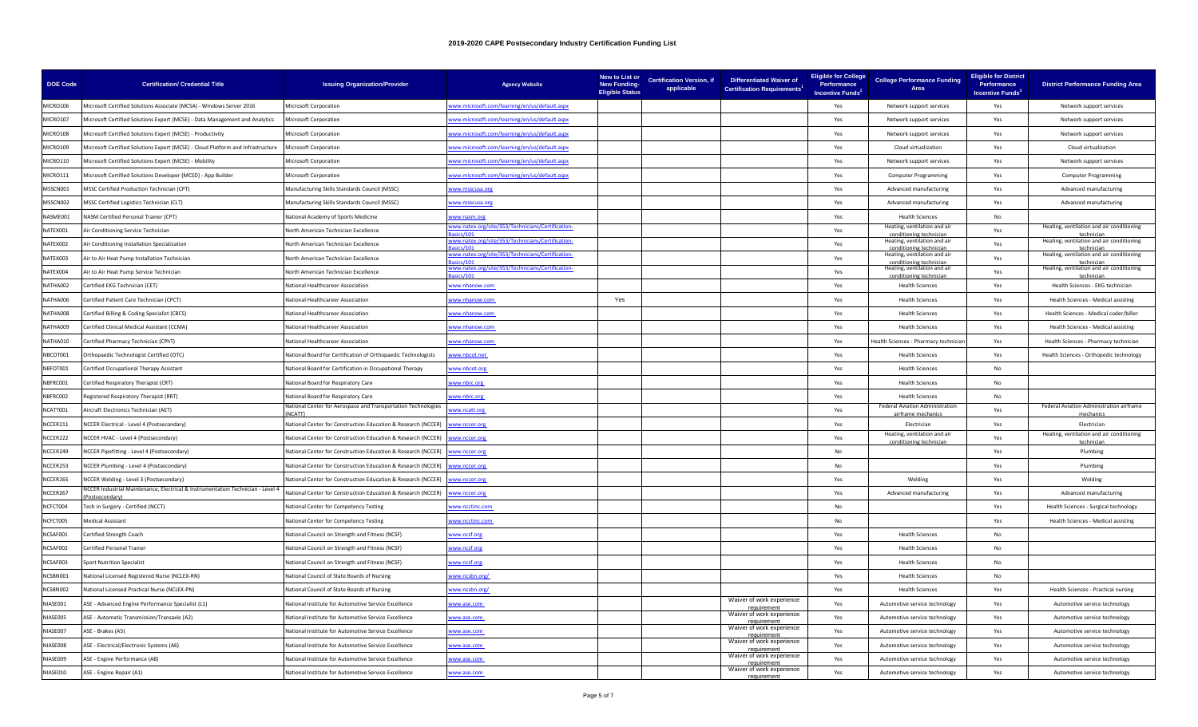# 2019-2020 CAPE Postsecondary Industry Certification Funding List

| DOE Code | Certification/ Credential Title | Issuing Organization/Provider | Agency Website | New to List or New Funding-Eligible Status | Certification Version, if applicable | Differentiated Waiver of Certification Requirements[1] | Eligible for College Performance Incentive Funds[2] | College Performance Funding Area | Eligible for District Performance Incentive Funds[3] | District Performance Funding Area |
|---|---|---|---|---|---|---|---|---|---|---|
| MICRO106 | Microsoft Certified Solutions Associate (MCSA) - Windows Server 2016 | Microsoft Corporation | www.microsoft.com/learning/en/us/default.aspx | | | | Yes | Network support services | Yes | Network support services |
| MICRO107 | Microsoft Certified Solutions Expert (MCSE) - Data Management and Analytics | Microsoft Corporation | www.microsoft.com/learning/en/us/default.aspx | | | | Yes | Network support services | Yes | Network support services |
| MICRO108 | Microsoft Certified Solutions Expert (MCSE) - Productivity | Microsoft Corporation | www.microsoft.com/learning/en/us/default.aspx | | | | Yes | Network support services | Yes | Network support services |
| MICRO109 | Microsoft Certified Solutions Expert (MCSE) - Cloud Platform and Infrastructure | Microsoft Corporation | www.microsoft.com/learning/en/us/default.aspx | | | | Yes | Cloud virtualization | Yes | Cloud virtualization |
| MICRO110 | Microsoft Certified Solutions Expert (MCSE) - Mobility | Microsoft Corporation | www.microsoft.com/learning/en/us/default.aspx | | | | Yes | Network support services | Yes | Network support services |
| MICRO111 | Microsoft Certified Solutions Developer (MCSD) - App Builder | Microsoft Corporation | www.microsoft.com/learning/en/us/default.aspx | | | | Yes | Computer Programming | Yes | Computer Programming |
| MSSCN001 | MSSC Certified Production Technician (CPT) | Manufacturing Skills Standards Council (MSSC) | www.msscusa.org | | | | Yes | Advanced manufacturing | Yes | Advanced manufacturing |
| MSSCN002 | MSSC Certified Logistics Technician (CLT) | Manufacturing Skills Standards Council (MSSC) | www.msscusa.org | | | | Yes | Advanced manufacturing | Yes | Advanced manufacturing |
| NASME001 | NASM Certified Personal Trainer (CPT) | National Academy of Sports Medicine | www.nasm.org | | | | Yes | Health Sciences | No | |
| NATEX001 | Air Conditioning Service Technician | North American Technician Excellence | www.natex.org/site/353/Technicians/Certification-Basics/101 | | | | Yes | Heating, ventilation and air conditioning technician | Yes | Heating, ventilation and air conditioning technician |
| NATEX002 | Air Conditioning Installation Specialization | North American Technician Excellence | www.natex.org/site/353/Technicians/Certification-Basics/101 | | | | Yes | Heating, ventilation and air conditioning technician | Yes | Heating, ventilation and air conditioning technician |
| NATEX003 | Air to Air Heat Pump Installation Technician | North American Technician Excellence | www.natex.org/site/353/Technicians/Certification-Basics/101 | | | | Yes | Heating, ventilation and air conditioning technician | Yes | Heating, ventilation and air conditioning technician |
| NATEX004 | Air to Air Heat Pump Service Technician | North American Technician Excellence | www.natex.org/site/353/Technicians/Certification-Basics/101 | | | | Yes | Heating, ventilation and air conditioning technician | Yes | Heating, ventilation and air conditioning technician |
| NATHA002 | Certified EKG Technician (CET) | National Healthcareer Association | www.nhanow.com | | | | Yes | Health Sciences | Yes | Health Sciences - EKG technician |
| NATHA006 | Certified Patient Care Technician (CPCT) | National Healthcareer Association | www.nhanow.com | Yes | | | Yes | Health Sciences | Yes | Health Sciences - Medical assisting |
| NATHA008 | Certified Billing & Coding Specialist (CBCS) | National Healthcareer Association | www.nhanow.com | | | | Yes | Health Sciences | Yes | Health Sciences - Medical coder/biller |
| NATHA009 | Certified Clinical Medical Assistant (CCMA) | National Healthcareer Association | www.nhanow.com | | | | Yes | Health Sciences | Yes | Health Sciences - Medical assisting |
| NATHA010 | Certified Pharmacy Technician (CPhT) | National Healthcareer Association | www.nhanow.com | | | | Yes | Health Sciences - Pharmacy technician | Yes | Health Sciences - Pharmacy technician |
| NBCOT001 | Orthopaedic Technologist Certified (OTC) | National Board for Certification of Orthopaedic Technologists | www.nbcot.net | | | | Yes | Health Sciences | Yes | Health Sciences - Orthopedic technology |
| NBFOT001 | Certified Occupational Therapy Assistant | National Board for Certification in Occupational Therapy | www.nbcot.org | | | | Yes | Health Sciences | No | |
| NBFRC001 | Certified Respiratory Therapist (CRT) | National Board for Respiratory Care | www.nbrc.org | | | | Yes | Health Sciences | No | |
| NBFRC002 | Registered Respiratory Therapist (RRT) | National Board for Respiratory Care | www.nbrc.org | | | | Yes | Health Sciences | No | |
| NCATT001 | Aircraft Electronics Technician (AET) | National Center for Aerospace and Transportation Technologies (NCATT) | www.ncatt.org | | | | Yes | Federal Aviation Administration airframe mechanics | Yes | Federal Aviation Administration airframe mechanics |
| NCCER211 | NCCER Electrical - Level 4 (Postsecondary) | National Center for Construction Education & Research (NCCER) | www.nccer.org | | | | Yes | Electrician | Yes | Electrician |
| NCCER222 | NCCER HVAC - Level 4 (Postsecondary) | National Center for Construction Education & Research (NCCER) | www.nccer.org | | | | Yes | Heating, ventilation and air conditioning technician | Yes | Heating, ventilation and air conditioning technician |
| NCCER249 | NCCER Pipefitting - Level 4 (Postsecondary) | National Center for Construction Education & Research (NCCER) | www.nccer.org | | | | No | | Yes | Plumbing |
| NCCER253 | NCCER Plumbing - Level 4 (Postsecondary) | National Center for Construction Education & Research (NCCER) | www.nccer.org | | | | No | | Yes | Plumbing |
| NCCER265 | NCCER Welding - Level 3 (Postsecondary) | National Center for Construction Education & Research (NCCER) | www.nccer.org | | | | Yes | Welding | Yes | Welding |
| NCCER267 | NCCER Industrial Maintenance, Electrical & Instrumentation Technician - Level 4 (Postsecondary) | National Center for Construction Education & Research (NCCER) | www.nccer.org | | | | Yes | Advanced manufacturing | Yes | Advanced manufacturing |
| NCFCT004 | Tech in Surgery - Certified (NCCT) | National Center for Competency Testing | www.ncctinc.com | | | | No | | Yes | Health Sciences - Surgical technology |
| NCFCT005 | Medical Assistant | National Center for Competency Testing | www.ncctinc.com | | | | No | | Yes | Health Sciences - Medical assisting |
| NCSAF001 | Certified Strength Coach | National Council on Strength and Fitness (NCSF) | www.ncsf.org | | | | Yes | Health Sciences | No | |
| NCSAF002 | Certified Personal Trainer | National Council on Strength and Fitness (NCSF) | www.ncsf.org | | | | Yes | Health Sciences | No | |
| NCSAF003 | Sport Nutrition Specialist | National Council on Strength and Fitness (NCSF) | www.ncsf.org | | | | Yes | Health Sciences | No | |
| NCSBN001 | National Licensed Registered Nurse (NCLEX-RN) | National Council of State Boards of Nursing | www.ncsbn.org/ | | | | Yes | Health Sciences | No | |
| NCSBN002 | National Licensed Practical Nurse (NCLEX-PN) | National Council of State Boards of Nursing | www.ncsbn.org/ | | | | Yes | Health Sciences | Yes | Health Sciences - Practical nursing |
| NIASE001 | ASE - Advanced Engine Performance Specialist (L1) | National Institute for Automotive Service Excellence | www.ase.com | | | Waiver of work experience requirement | Yes | Automotive service technology | Yes | Automotive service technology |
| NIASE005 | ASE - Automatic Transmission/Transaxle (A2) | National Institute for Automotive Service Excellence | www.ase.com | | | Waiver of work experience requirement | Yes | Automotive service technology | Yes | Automotive service technology |
| NIASE007 | ASE - Brakes (A5) | National Institute for Automotive Service Excellence | www.ase.com | | | Waiver of work experience requirement | Yes | Automotive service technology | Yes | Automotive service technology |
| NIASE008 | ASE - Electrical/Electronic Systems (A6) | National Institute for Automotive Service Excellence | www.ase.com | | | Waiver of work experience requirement | Yes | Automotive service technology | Yes | Automotive service technology |
| NIASE009 | ASE - Engine Performance (A8) | National Institute for Automotive Service Excellence | www.ase.com | | | Waiver of work experience requirement | Yes | Automotive service technology | Yes | Automotive service technology |
| NIASE010 | ASE - Engine Repair (A1) | National Institute for Automotive Service Excellence | www.ase.com | | | Waiver of work experience requirement | Yes | Automotive service technology | Yes | Automotive service technology |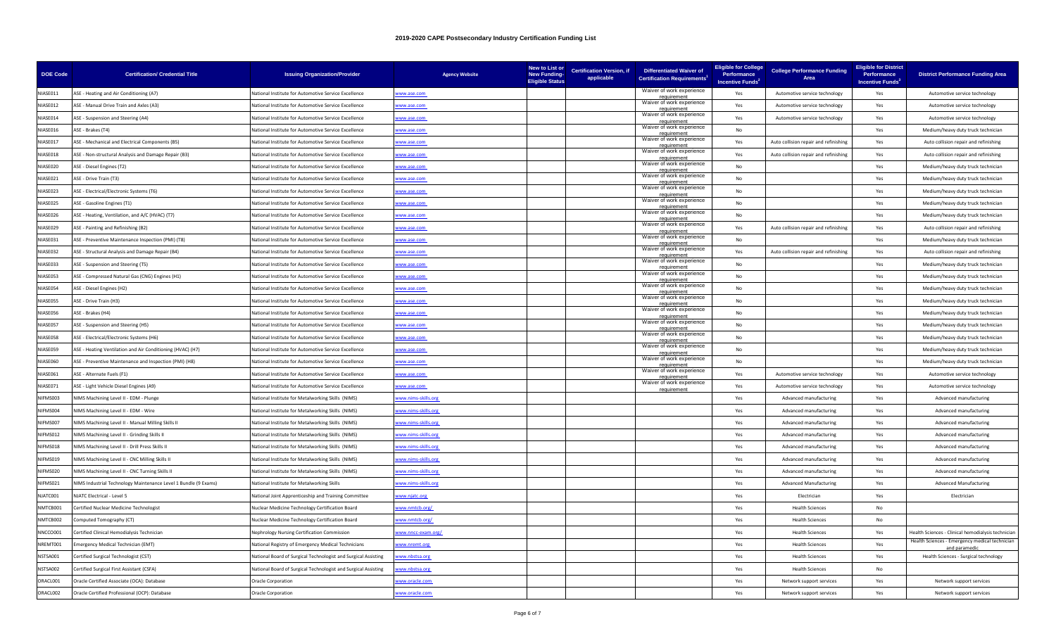# 2019-2020 CAPE Postsecondary Industry Certification Funding List

| DOE Code | Certification/ Credential Title | Issuing Organization/Provider | Agency Website | New to List or New Funding-Eligible Status | Certification Version, if applicable | Differentiated Waiver of Certification Requirements[1] | Eligible for College Performance Incentive Funds[2] | College Performance Funding Area | Eligible for District Performance Incentive Funds[3] | District Performance Funding Area |
|---|---|---|---|---|---|---|---|---|---|---|
| NIASE011 | ASE - Heating and Air Conditioning (A7) | National Institute for Automotive Service Excellence | www.ase.com | | | Waiver of work experience requirement | Yes | Automotive service technology | Yes | Automotive service technology |
| NIASE012 | ASE - Manual Drive Train and Axles (A3) | National Institute for Automotive Service Excellence | www.ase.com | | | Waiver of work experience requirement | Yes | Automotive service technology | Yes | Automotive service technology |
| NIASE014 | ASE - Suspension and Steering (A4) | National Institute for Automotive Service Excellence | www.ase.com | | | Waiver of work experience requirement | Yes | Automotive service technology | Yes | Automotive service technology |
| NIASE016 | ASE - Brakes (T4) | National Institute for Automotive Service Excellence | www.ase.com | | | Waiver of work experience requirement | No | | Yes | Medium/heavy duty truck technician |
| NIASE017 | ASE - Mechanical and Electrical Components (B5) | National Institute for Automotive Service Excellence | www.ase.com | | | Waiver of work experience requirement | Yes | Auto collision repair and refinishing | Yes | Auto collision repair and refinishing |
| NIASE018 | ASE - Non-structural Analysis and Damage Repair (B3) | National Institute for Automotive Service Excellence | www.ase.com | | | Waiver of work experience requirement | Yes | Auto collision repair and refinishing | Yes | Auto collision repair and refinishing |
| NIASE020 | ASE - Diesel Engines (T2) | National Institute for Automotive Service Excellence | www.ase.com | | | Waiver of work experience requirement | No | | Yes | Medium/heavy duty truck technician |
| NIASE021 | ASE - Drive Train (T3) | National Institute for Automotive Service Excellence | www.ase.com | | | Waiver of work experience requirement | No | | Yes | Medium/heavy duty truck technician |
| NIASE023 | ASE - Electrical/Electronic Systems (T6) | National Institute for Automotive Service Excellence | www.ase.com | | | Waiver of work experience requirement | No | | Yes | Medium/heavy duty truck technician |
| NIASE025 | ASE - Gasoline Engines (T1) | National Institute for Automotive Service Excellence | www.ase.com | | | Waiver of work experience requirement | No | | Yes | Medium/heavy duty truck technician |
| NIASE026 | ASE - Heating, Ventilation, and A/C (HVAC) (T7) | National Institute for Automotive Service Excellence | www.ase.com | | | Waiver of work experience requirement | No | | Yes | Medium/heavy duty truck technician |
| NIASE029 | ASE - Painting and Refinishing (B2) | National Institute for Automotive Service Excellence | www.ase.com | | | Waiver of work experience requirement | Yes | Auto collision repair and refinishing | Yes | Auto collision repair and refinishing |
| NIASE031 | ASE - Preventive Maintenance Inspection (PMI) (T8) | National Institute for Automotive Service Excellence | www.ase.com | | | Waiver of work experience requirement | No | | Yes | Medium/heavy duty truck technician |
| NIASE032 | ASE - Structural Analysis and Damage Repair (B4) | National Institute for Automotive Service Excellence | www.ase.com | | | Waiver of work experience requirement | Yes | Auto collision repair and refinishing | Yes | Auto collision repair and refinishing |
| NIASE033 | ASE - Suspension and Steering (T5) | National Institute for Automotive Service Excellence | www.ase.com | | | Waiver of work experience requirement | No | | Yes | Medium/heavy duty truck technician |
| NIASE053 | ASE - Compressed Natural Gas (CNG) Engines (H1) | National Institute for Automotive Service Excellence | www.ase.com | | | Waiver of work experience requirement | No | | Yes | Medium/heavy duty truck technician |
| NIASE054 | ASE - Diesel Engines (H2) | National Institute for Automotive Service Excellence | www.ase.com | | | Waiver of work experience requirement | No | | Yes | Medium/heavy duty truck technician |
| NIASE055 | ASE - Drive Train (H3) | National Institute for Automotive Service Excellence | www.ase.com | | | Waiver of work experience requirement | No | | Yes | Medium/heavy duty truck technician |
| NIASE056 | ASE - Brakes (H4) | National Institute for Automotive Service Excellence | www.ase.com | | | Waiver of work experience requirement | No | | Yes | Medium/heavy duty truck technician |
| NIASE057 | ASE - Suspension and Steering (H5) | National Institute for Automotive Service Excellence | www.ase.com | | | Waiver of work experience requirement | No | | Yes | Medium/heavy duty truck technician |
| NIASE058 | ASE - Electrical/Electronic Systems (H6) | National Institute for Automotive Service Excellence | www.ase.com | | | Waiver of work experience requirement | No | | Yes | Medium/heavy duty truck technician |
| NIASE059 | ASE - Heating Ventilation and Air Conditioning (HVAC) (H7) | National Institute for Automotive Service Excellence | www.ase.com | | | Waiver of work experience requirement | No | | Yes | Medium/heavy duty truck technician |
| NIASE060 | ASE - Preventive Maintenance and Inspection (PMI) (H8) | National Institute for Automotive Service Excellence | www.ase.com | | | Waiver of work experience requirement | No | | Yes | Medium/heavy duty truck technician |
| NIASE061 | ASE - Alternate Fuels (F1) | National Institute for Automotive Service Excellence | www.ase.com | | | Waiver of work experience requirement | Yes | Automotive service technology | Yes | Automotive service technology |
| NIASE071 | ASE - Light Vehicle Diesel Engines (A9) | National Institute for Automotive Service Excellence | www.ase.com | | | Waiver of work experience requirement | Yes | Automotive service technology | Yes | Automotive service technology |
| NIFMS003 | NIMS Machining Level II - EDM - Plunge | National Institute for Metalworking Skills (NIMS) | www.nims-skills.org | | | | Yes | Advanced manufacturing | Yes | Advanced manufacturing |
| NIFMS004 | NIMS Machining Level II - EDM - Wire | National Institute for Metalworking Skills (NIMS) | www.nims-skills.org | | | | Yes | Advanced manufacturing | Yes | Advanced manufacturing |
| NIFMS007 | NIMS Machining Level II - Manual Milling Skills II | National Institute for Metalworking Skills (NIMS) | www.nims-skills.org | | | | Yes | Advanced manufacturing | Yes | Advanced manufacturing |
| NIFMS012 | NIMS Machining Level II - Grinding Skills II | National Institute for Metalworking Skills (NIMS) | www.nims-skills.org | | | | Yes | Advanced manufacturing | Yes | Advanced manufacturing |
| NIFMS018 | NIMS Machining Level II - Drill Press Skills II | National Institute for Metalworking Skills (NIMS) | www.nims-skills.org | | | | Yes | Advanced manufacturing | Yes | Advanced manufacturing |
| NIFMS019 | NIMS Machining Level II - CNC Milling Skills II | National Institute for Metalworking Skills (NIMS) | www.nims-skills.org | | | | Yes | Advanced manufacturing | Yes | Advanced manufacturing |
| NIFMS020 | NIMS Machining Level II - CNC Turning Skills II | National Institute for Metalworking Skills (NIMS) | www.nims-skills.org | | | | Yes | Advanced manufacturing | Yes | Advanced manufacturing |
| NIFMS021 | NIMS Industrial Technology Maintenance Level 1 Bundle (9 Exams) | National Institute for Metalworking Skills | www.nims-skills.org | | | | Yes | Advanced Manufacturing | Yes | Advanced Manufacturing |
| NJATC001 | NJATC Electrical - Level 5 | National Joint Apprenticeship and Training Committee | www.njatc.org | | | | Yes | Electrician | Yes | Electrician |
| NMTCB001 | Certified Nuclear Medicine Technologist | Nuclear Medicine Technology Certification Board | www.nmtcb.org/ | | | | Yes | Health Sciences | No | |
| NMTCB002 | Computed Tomography (CT) | Nuclear Medicine Technology Certification Board | www.nmtcb.org/ | | | | Yes | Health Sciences | No | |
| NNCCO001 | Certified Clinical Hemodialysis Technician | Nephrology Nursing Certification Commission | www.nncc-exam.org/ | | | | Yes | Health Sciences | Yes | Health Sciences - Clinical hemodialysis technician |
| NREMT001 | Emergency Medical Technician (EMT) | National Registry of Emergency Medical Technicians | www.nremt.org | | | | Yes | Health Sciences | Yes | Health Sciences - Emergency medical technician and paramedic |
| NSTSA001 | Certified Surgical Technologist (CST) | National Board of Surgical Technologist and Surgical Assisting | www.nbstsa.org | | | | Yes | Health Sciences | Yes | Health Sciences - Surgical technology |
| NSTSA002 | Certified Surgical First Assistant (CSFA) | National Board of Surgical Technologist and Surgical Assisting | www.nbstsa.org | | | | Yes | Health Sciences | No | |
| ORACL001 | Oracle Certified Associate (OCA): Database | Oracle Corporation | www.oracle.com | | | | Yes | Network support services | Yes | Network support services |
| ORACL002 | Oracle Certified Professional (OCP): Database | Oracle Corporation | www.oracle.com | | | | Yes | Network support services | Yes | Network support services |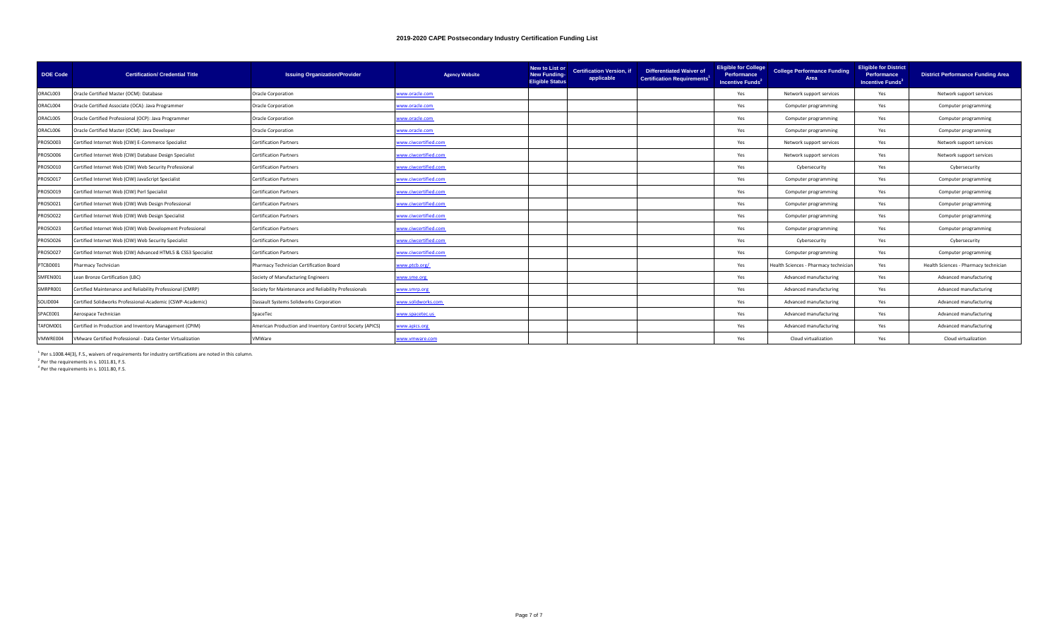# 2019-2020 CAPE Postsecondary Industry Certification Funding List

| DOE Code | Certification/ Credential Title | Issuing Organization/Provider | Agency Website | New to List or New Funding-Eligible Status | Certification Version, if applicable | Differentiated Waiver of Certification Requirements[1] | Eligible for College Performance Incentive Funds[2] | College Performance Funding Area | Eligible for District Performance Incentive Funds[3] | District Performance Funding Area |
|---|---|---|---|---|---|---|---|---|---|---|
| ORACL003 | Oracle Certified Master (OCM): Database | Oracle Corporation | www.oracle.com | | | | Yes | Network support services | Yes | Network support services |
| ORACL004 | Oracle Certified Associate (OCA): Java Programmer | Oracle Corporation | www.oracle.com | | | | Yes | Computer programming | Yes | Computer programming |
| ORACL005 | Oracle Certified Professional (OCP): Java Programmer | Oracle Corporation | www.oracle.com | | | | Yes | Computer programming | Yes | Computer programming |
| ORACL006 | Oracle Certified Master (OCM): Java Developer | Oracle Corporation | www.oracle.com | | | | Yes | Computer programming | Yes | Computer programming |
| PROSO003 | Certified Internet Web (CIW) E-Commerce Specialist | Certification Partners | www.ciwcertified.com | | | | Yes | Network support services | Yes | Network support services |
| PROSO006 | Certified Internet Web (CIW) Database Design Specialist | Certification Partners | www.ciwcertified.com | | | | Yes | Network support services | Yes | Network support services |
| PROSO010 | Certified Internet Web (CIW) Web Security Professional | Certification Partners | www.ciwcertified.com | | | | Yes | Cybersecurity | Yes | Cybersecurity |
| PROSO017 | Certified Internet Web (CIW) JavaScript Specialist | Certification Partners | www.ciwcertified.com | | | | Yes | Computer programming | Yes | Computer programming |
| PROSO019 | Certified Internet Web (CIW) Perl Specialist | Certification Partners | www.ciwcertified.com | | | | Yes | Computer programming | Yes | Computer programming |
| PROSO021 | Certified Internet Web (CIW) Web Design Professional | Certification Partners | www.ciwcertified.com | | | | Yes | Computer programming | Yes | Computer programming |
| PROSO022 | Certified Internet Web (CIW) Web Design Specialist | Certification Partners | www.ciwcertified.com | | | | Yes | Computer programming | Yes | Computer programming |
| PROSO023 | Certified Internet Web (CIW) Web Development Professional | Certification Partners | www.ciwcertified.com | | | | Yes | Computer programming | Yes | Computer programming |
| PROSO026 | Certified Internet Web (CIW) Web Security Specialist | Certification Partners | www.ciwcertified.com | | | | Yes | Cybersecurity | Yes | Cybersecurity |
| PROSO027 | Certified Internet Web (CIW) Advanced HTML5 & CSS3 Specialist | Certification Partners | www.ciwcertified.com | | | | Yes | Computer programming | Yes | Computer programming |
| PTCBD001 | Pharmacy Technician | Pharmacy Technician Certification Board | www.ptcb.org/ | | | | Yes | Health Sciences - Pharmacy technician | Yes | Health Sciences - Pharmacy technician |
| SMFEN001 | Lean Bronze Certification (LBC) | Society of Manufacturing Engineers | www.sme.org | | | | Yes | Advanced manufacturing | Yes | Advanced manufacturing |
| SMRPR001 | Certified Maintenance and Reliability Professional (CMRP) | Society for Maintenance and Reliability Professionals | www.smrp.org | | | | Yes | Advanced manufacturing | Yes | Advanced manufacturing |
| SOLID004 | Certified Solidworks Professional-Academic (CSWP-Academic) | Dassault Systems Solidworks Corporation | www.solidworks.com | | | | Yes | Advanced manufacturing | Yes | Advanced manufacturing |
| SPACE001 | Aerospace Technician | SpaceTec | www.spacetec.us | | | | Yes | Advanced manufacturing | Yes | Advanced manufacturing |
| TAFOM001 | Certified in Production and Inventory Management (CPIM) | American Production and Inventory Control Society (APICS) | www.apics.org | | | | Yes | Advanced manufacturing | Yes | Advanced manufacturing |
| VMWRE004 | VMware Certified Professional - Data Center Virtualization | VMWare | www.vmware.com | | | | Yes | Cloud virtualization | Yes | Cloud virtualization |

[1] Per s.1008.44(3), F.S., waivers of requirements for industry certifications are noted in this column.
[2] Per the requirements in s. 1011.81, F.S.
[3] Per the requirements in s. 1011.80, F.S.